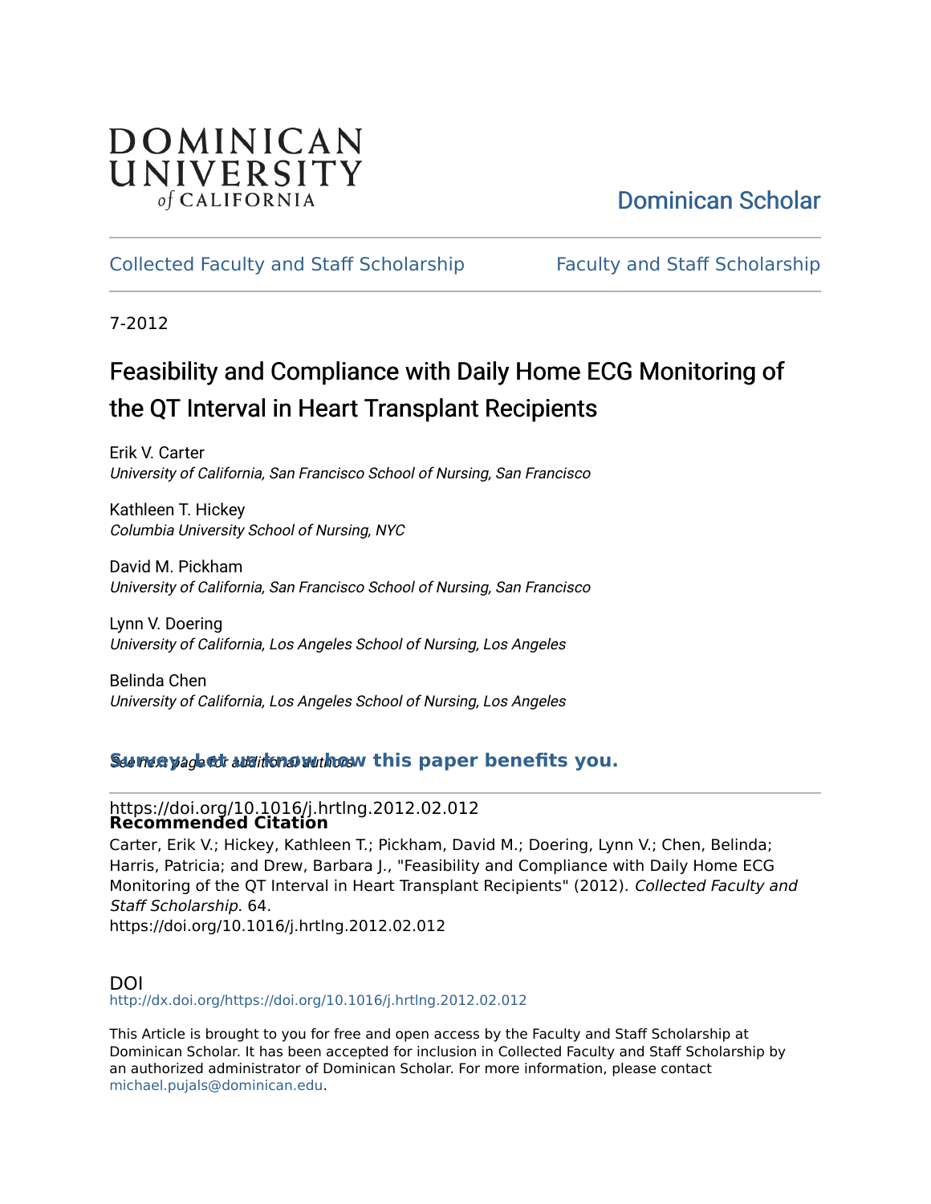DOMINICAN UNIVERSITY *of* CALIFORNIA

Dominican Scholar

Collected Faculty and Staff Scholarship | Faculty and Staff Scholarship

7-2012

# Feasibility and Compliance with Daily Home ECG Monitoring of the QT Interval in Heart Transplant Recipients

Erik V. Carter
*University of California, San Francisco School of Nursing, San Francisco*

Kathleen T. Hickey
*Columbia University School of Nursing, NYC*

David M. Pickham
*University of California, San Francisco School of Nursing, San Francisco*

Lynn V. Doering
*University of California, Los Angeles School of Nursing, Los Angeles*

Belinda Chen
*University of California, Los Angeles School of Nursing, Los Angeles*

*See next page for additional authors*

**Survey: Let us know how this paper benefits you.**

https://doi.org/10.1016/j.hrtlng.2012.02.012

**Recommended Citation**

Carter, Erik V.; Hickey, Kathleen T.; Pickham, David M.; Doering, Lynn V.; Chen, Belinda; Harris, Patricia; and Drew, Barbara J., "Feasibility and Compliance with Daily Home ECG Monitoring of the QT Interval in Heart Transplant Recipients" (2012). *Collected Faculty and Staff Scholarship*. 64.
https://doi.org/10.1016/j.hrtlng.2012.02.012

## DOI

http://dx.doi.org/https://doi.org/10.1016/j.hrtlng.2012.02.012

This Article is brought to you for free and open access by the Faculty and Staff Scholarship at Dominican Scholar. It has been accepted for inclusion in Collected Faculty and Staff Scholarship by an authorized administrator of Dominican Scholar. For more information, please contact michael.pujals@dominican.edu.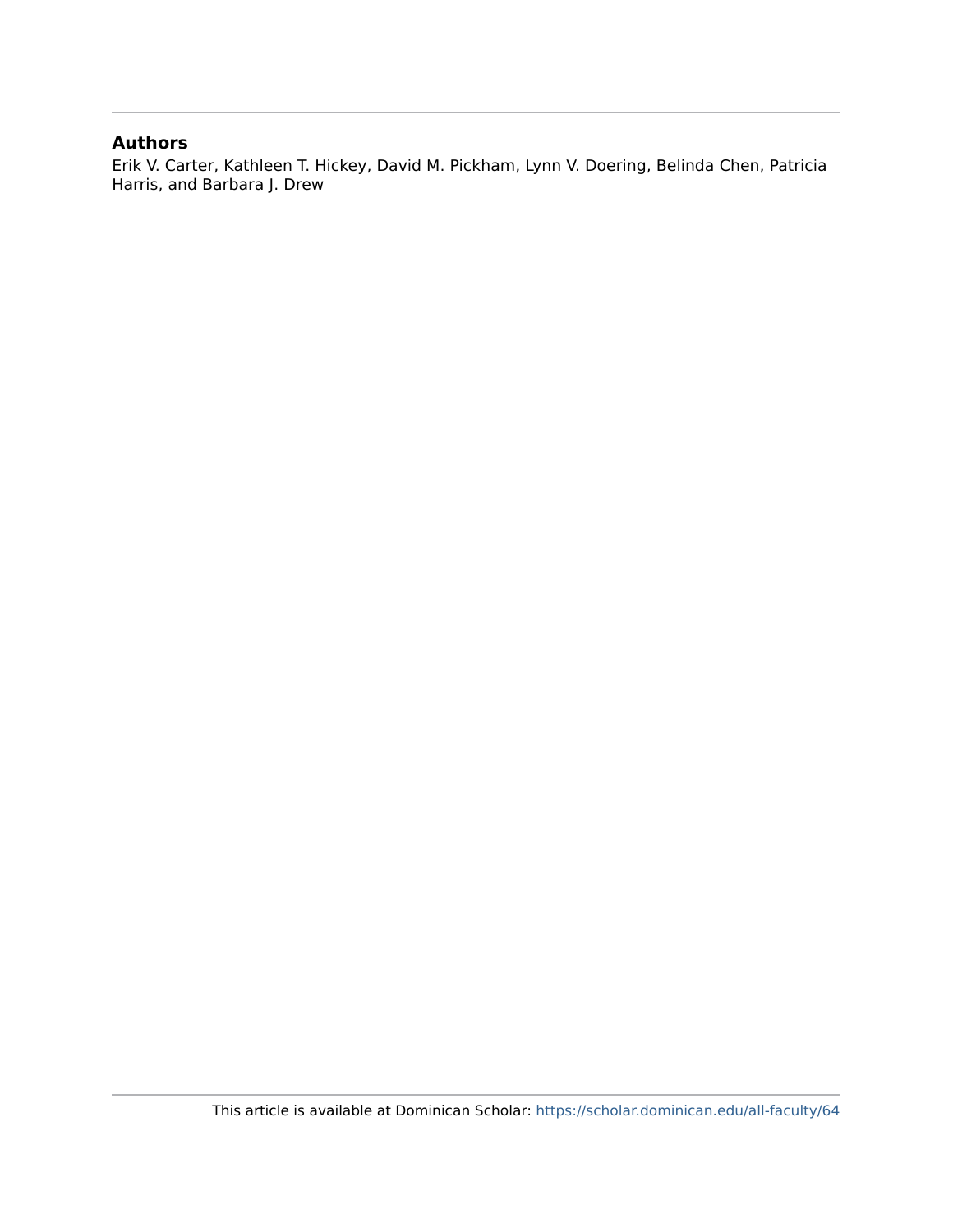## Authors

Erik V. Carter, Kathleen T. Hickey, David M. Pickham, Lynn V. Doering, Belinda Chen, Patricia Harris, and Barbara J. Drew

This article is available at Dominican Scholar: https://scholar.dominican.edu/all-faculty/64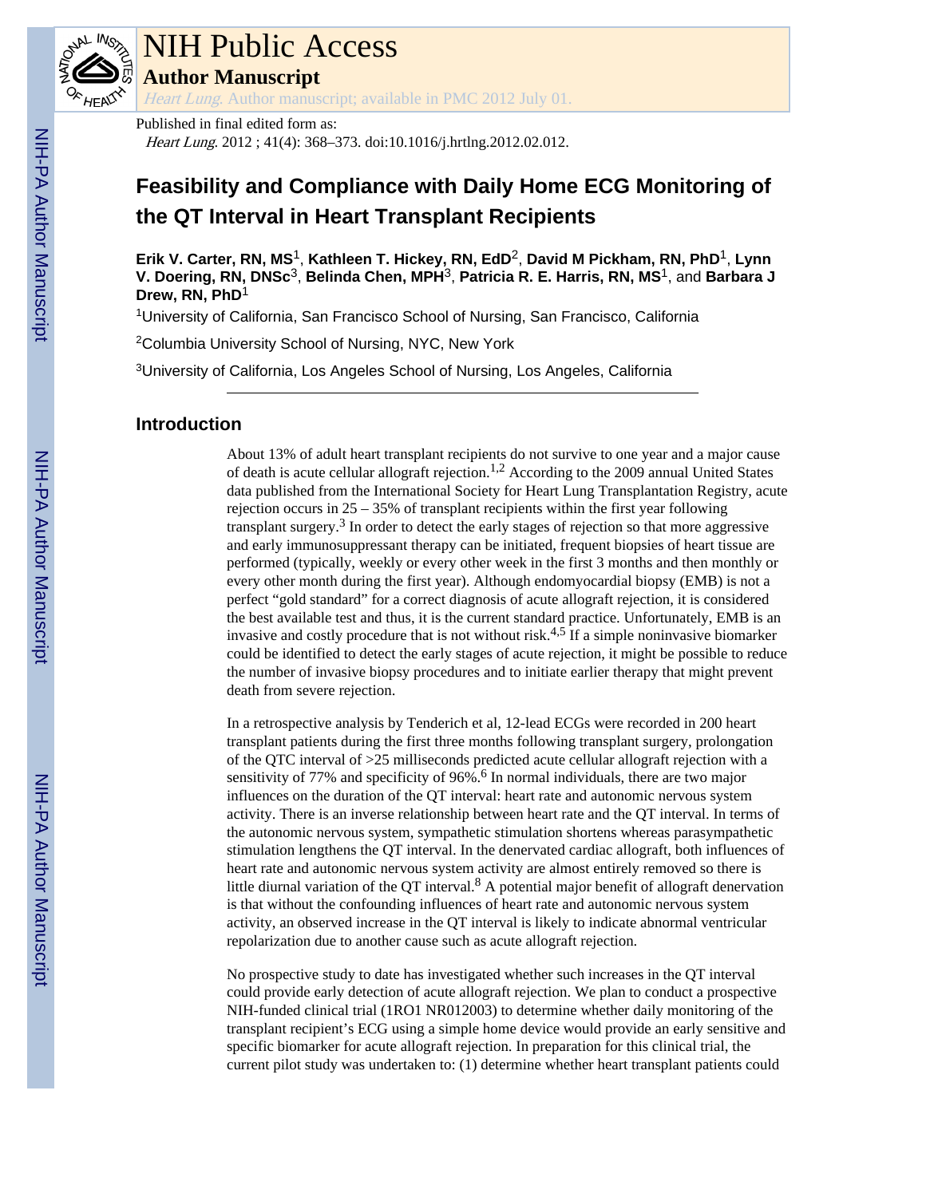NIH Public Access

**Author Manuscript**

*Heart Lung*. Author manuscript; available in PMC 2012 July 01.

Published in final edited form as:

*Heart Lung*. 2012 ; 41(4): 368–373. doi:10.1016/j.hrtlng.2012.02.012.

# Feasibility and Compliance with Daily Home ECG Monitoring of the QT Interval in Heart Transplant Recipients

**Erik V. Carter, RN, MS**[1], **Kathleen T. Hickey, RN, EdD**[2], **David M Pickham, RN, PhD**[1], **Lynn V. Doering, RN, DNSc**[3], **Belinda Chen, MPH**[3], **Patricia R. E. Harris, RN, MS**[1], and **Barbara J Drew, RN, PhD**[1]

[1]University of California, San Francisco School of Nursing, San Francisco, California

[2]Columbia University School of Nursing, NYC, New York

[3]University of California, Los Angeles School of Nursing, Los Angeles, California

## Introduction

About 13% of adult heart transplant recipients do not survive to one year and a major cause of death is acute cellular allograft rejection.[1,2] According to the 2009 annual United States data published from the International Society for Heart Lung Transplantation Registry, acute rejection occurs in 25 – 35% of transplant recipients within the first year following transplant surgery.[3] In order to detect the early stages of rejection so that more aggressive and early immunosuppressant therapy can be initiated, frequent biopsies of heart tissue are performed (typically, weekly or every other week in the first 3 months and then monthly or every other month during the first year). Although endomyocardial biopsy (EMB) is not a perfect "gold standard" for a correct diagnosis of acute allograft rejection, it is considered the best available test and thus, it is the current standard practice. Unfortunately, EMB is an invasive and costly procedure that is not without risk.[4,5] If a simple noninvasive biomarker could be identified to detect the early stages of acute rejection, it might be possible to reduce the number of invasive biopsy procedures and to initiate earlier therapy that might prevent death from severe rejection.

In a retrospective analysis by Tenderich et al, 12-lead ECGs were recorded in 200 heart transplant patients during the first three months following transplant surgery, prolongation of the QTC interval of >25 milliseconds predicted acute cellular allograft rejection with a sensitivity of 77% and specificity of 96%.[6] In normal individuals, there are two major influences on the duration of the QT interval: heart rate and autonomic nervous system activity. There is an inverse relationship between heart rate and the QT interval. In terms of the autonomic nervous system, sympathetic stimulation shortens whereas parasympathetic stimulation lengthens the QT interval. In the denervated cardiac allograft, both influences of heart rate and autonomic nervous system activity are almost entirely removed so there is little diurnal variation of the QT interval.[8] A potential major benefit of allograft denervation is that without the confounding influences of heart rate and autonomic nervous system activity, an observed increase in the QT interval is likely to indicate abnormal ventricular repolarization due to another cause such as acute allograft rejection.

No prospective study to date has investigated whether such increases in the QT interval could provide early detection of acute allograft rejection. We plan to conduct a prospective NIH-funded clinical trial (1RO1 NR012003) to determine whether daily monitoring of the transplant recipient's ECG using a simple home device would provide an early sensitive and specific biomarker for acute allograft rejection. In preparation for this clinical trial, the current pilot study was undertaken to: (1) determine whether heart transplant patients could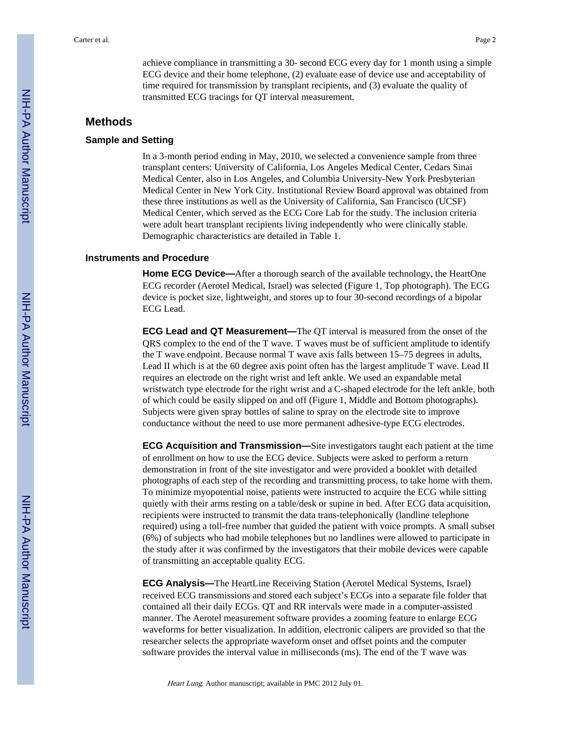achieve compliance in transmitting a 30- second ECG every day for 1 month using a simple ECG device and their home telephone, (2) evaluate ease of device use and acceptability of time required for transmission by transplant recipients, and (3) evaluate the quality of transmitted ECG tracings for QT interval measurement.

## Methods

### Sample and Setting

In a 3-month period ending in May, 2010, we selected a convenience sample from three transplant centers: University of California, Los Angeles Medical Center, Cedars Sinai Medical Center, also in Los Angeles, and Columbia University-New York Presbyterian Medical Center in New York City. Institutional Review Board approval was obtained from these three institutions as well as the University of California, San Francisco (UCSF) Medical Center, which served as the ECG Core Lab for the study. The inclusion criteria were adult heart transplant recipients living independently who were clinically stable. Demographic characteristics are detailed in Table 1.

### Instruments and Procedure

**Home ECG Device—**After a thorough search of the available technology, the HeartOne ECG recorder (Aerotel Medical, Israel) was selected (Figure 1, Top photograph). The ECG device is pocket size, lightweight, and stores up to four 30-second recordings of a bipolar ECG Lead.

**ECG Lead and QT Measurement—**The QT interval is measured from the onset of the QRS complex to the end of the T wave. T waves must be of sufficient amplitude to identify the T wave endpoint. Because normal T wave axis falls between 15–75 degrees in adults, Lead II which is at the 60 degree axis point often has the largest amplitude T wave. Lead II requires an electrode on the right wrist and left ankle. We used an expandable metal wristwatch type electrode for the right wrist and a C-shaped electrode for the left ankle, both of which could be easily slipped on and off (Figure 1, Middle and Bottom photographs). Subjects were given spray bottles of saline to spray on the electrode site to improve conductance without the need to use more permanent adhesive-type ECG electrodes.

**ECG Acquisition and Transmission—**Site investigators taught each patient at the time of enrollment on how to use the ECG device. Subjects were asked to perform a return demonstration in front of the site investigator and were provided a booklet with detailed photographs of each step of the recording and transmitting process, to take home with them. To minimize myopotential noise, patients were instructed to acquire the ECG while sitting quietly with their arms resting on a table/desk or supine in bed. After ECG data acquisition, recipients were instructed to transmit the data trans-telephonically (landline telephone required) using a toll-free number that guided the patient with voice prompts. A small subset (6%) of subjects who had mobile telephones but no landlines were allowed to participate in the study after it was confirmed by the investigators that their mobile devices were capable of transmitting an acceptable quality ECG.

**ECG Analysis—**The HeartLine Receiving Station (Aerotel Medical Systems, Israel) received ECG transmissions and stored each subject's ECGs into a separate file folder that contained all their daily ECGs. QT and RR intervals were made in a computer-assisted manner. The Aerotel measurement software provides a zooming feature to enlarge ECG waveforms for better visualization. In addition, electronic calipers are provided so that the researcher selects the appropriate waveform onset and offset points and the computer software provides the interval value in milliseconds (ms). The end of the T wave was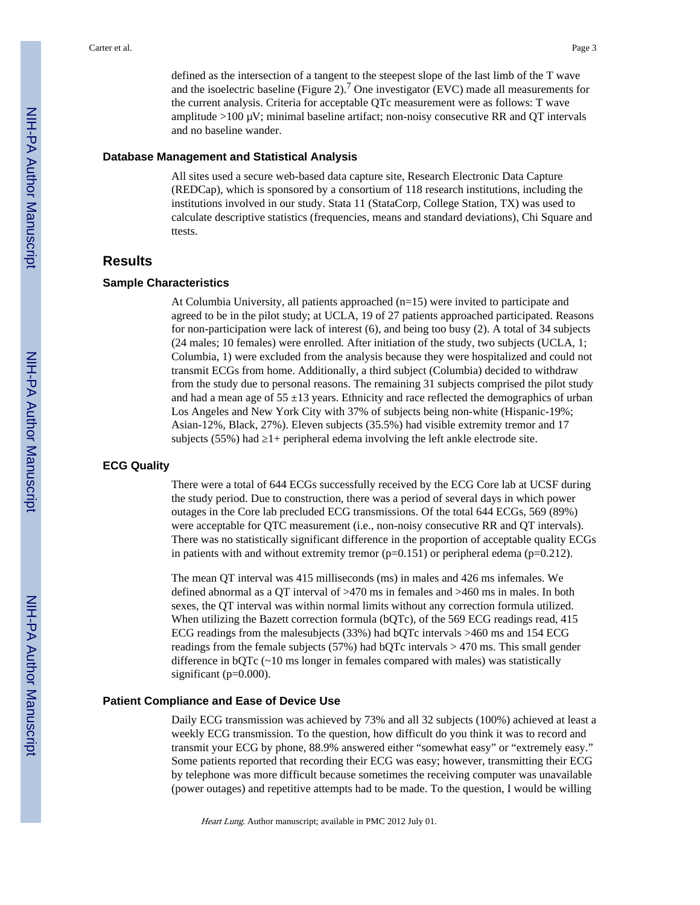defined as the intersection of a tangent to the steepest slope of the last limb of the T wave and the isoelectric baseline (Figure 2).[7] One investigator (EVC) made all measurements for the current analysis. Criteria for acceptable QTc measurement were as follows: T wave amplitude >100 μV; minimal baseline artifact; non-noisy consecutive RR and QT intervals and no baseline wander.

### Database Management and Statistical Analysis

All sites used a secure web-based data capture site, Research Electronic Data Capture (REDCap), which is sponsored by a consortium of 118 research institutions, including the institutions involved in our study. Stata 11 (StataCorp, College Station, TX) was used to calculate descriptive statistics (frequencies, means and standard deviations), Chi Square and ttests.

## Results

### Sample Characteristics

At Columbia University, all patients approached (n=15) were invited to participate and agreed to be in the pilot study; at UCLA, 19 of 27 patients approached participated. Reasons for non-participation were lack of interest (6), and being too busy (2). A total of 34 subjects (24 males; 10 females) were enrolled. After initiation of the study, two subjects (UCLA, 1; Columbia, 1) were excluded from the analysis because they were hospitalized and could not transmit ECGs from home. Additionally, a third subject (Columbia) decided to withdraw from the study due to personal reasons. The remaining 31 subjects comprised the pilot study and had a mean age of 55 ±13 years. Ethnicity and race reflected the demographics of urban Los Angeles and New York City with 37% of subjects being non-white (Hispanic-19%; Asian-12%, Black, 27%). Eleven subjects (35.5%) had visible extremity tremor and 17 subjects (55%) had ≥1+ peripheral edema involving the left ankle electrode site.

### ECG Quality

There were a total of 644 ECGs successfully received by the ECG Core lab at UCSF during the study period. Due to construction, there was a period of several days in which power outages in the Core lab precluded ECG transmissions. Of the total 644 ECGs, 569 (89%) were acceptable for QTC measurement (i.e., non-noisy consecutive RR and QT intervals). There was no statistically significant difference in the proportion of acceptable quality ECGs in patients with and without extremity tremor ($p=0.151$) or peripheral edema ($p=0.212$).

The mean QT interval was 415 milliseconds (ms) in males and 426 ms infemales. We defined abnormal as a QT interval of >470 ms in females and >460 ms in males. In both sexes, the QT interval was within normal limits without any correction formula utilized. When utilizing the Bazett correction formula (bQTc), of the 569 ECG readings read, 415 ECG readings from the malesubjects (33%) had bQTc intervals >460 ms and 154 ECG readings from the female subjects (57%) had bQTc intervals > 470 ms. This small gender difference in bQTc (~10 ms longer in females compared with males) was statistically significant ($p=0.000$).

### Patient Compliance and Ease of Device Use

Daily ECG transmission was achieved by 73% and all 32 subjects (100%) achieved at least a weekly ECG transmission. To the question, how difficult do you think it was to record and transmit your ECG by phone, 88.9% answered either "somewhat easy" or "extremely easy." Some patients reported that recording their ECG was easy; however, transmitting their ECG by telephone was more difficult because sometimes the receiving computer was unavailable (power outages) and repetitive attempts had to be made. To the question, I would be willing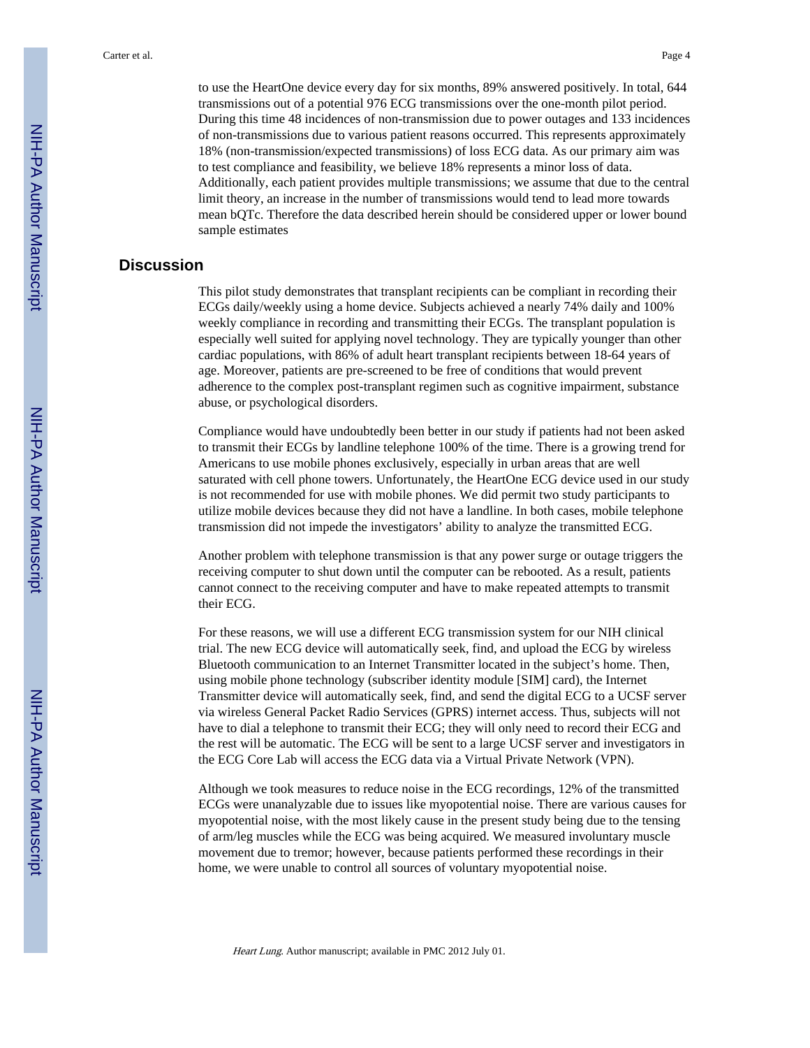to use the HeartOne device every day for six months, 89% answered positively. In total, 644 transmissions out of a potential 976 ECG transmissions over the one-month pilot period. During this time 48 incidences of non-transmission due to power outages and 133 incidences of non-transmissions due to various patient reasons occurred. This represents approximately 18% (non-transmission/expected transmissions) of loss ECG data. As our primary aim was to test compliance and feasibility, we believe 18% represents a minor loss of data. Additionally, each patient provides multiple transmissions; we assume that due to the central limit theory, an increase in the number of transmissions would tend to lead more towards mean bQTc. Therefore the data described herein should be considered upper or lower bound sample estimates

## Discussion

This pilot study demonstrates that transplant recipients can be compliant in recording their ECGs daily/weekly using a home device. Subjects achieved a nearly 74% daily and 100% weekly compliance in recording and transmitting their ECGs. The transplant population is especially well suited for applying novel technology. They are typically younger than other cardiac populations, with 86% of adult heart transplant recipients between 18-64 years of age. Moreover, patients are pre-screened to be free of conditions that would prevent adherence to the complex post-transplant regimen such as cognitive impairment, substance abuse, or psychological disorders.

Compliance would have undoubtedly been better in our study if patients had not been asked to transmit their ECGs by landline telephone 100% of the time. There is a growing trend for Americans to use mobile phones exclusively, especially in urban areas that are well saturated with cell phone towers. Unfortunately, the HeartOne ECG device used in our study is not recommended for use with mobile phones. We did permit two study participants to utilize mobile devices because they did not have a landline. In both cases, mobile telephone transmission did not impede the investigators' ability to analyze the transmitted ECG.

Another problem with telephone transmission is that any power surge or outage triggers the receiving computer to shut down until the computer can be rebooted. As a result, patients cannot connect to the receiving computer and have to make repeated attempts to transmit their ECG.

For these reasons, we will use a different ECG transmission system for our NIH clinical trial. The new ECG device will automatically seek, find, and upload the ECG by wireless Bluetooth communication to an Internet Transmitter located in the subject's home. Then, using mobile phone technology (subscriber identity module [SIM] card), the Internet Transmitter device will automatically seek, find, and send the digital ECG to a UCSF server via wireless General Packet Radio Services (GPRS) internet access. Thus, subjects will not have to dial a telephone to transmit their ECG; they will only need to record their ECG and the rest will be automatic. The ECG will be sent to a large UCSF server and investigators in the ECG Core Lab will access the ECG data via a Virtual Private Network (VPN).

Although we took measures to reduce noise in the ECG recordings, 12% of the transmitted ECGs were unanalyzable due to issues like myopotential noise. There are various causes for myopotential noise, with the most likely cause in the present study being due to the tensing of arm/leg muscles while the ECG was being acquired. We measured involuntary muscle movement due to tremor; however, because patients performed these recordings in their home, we were unable to control all sources of voluntary myopotential noise.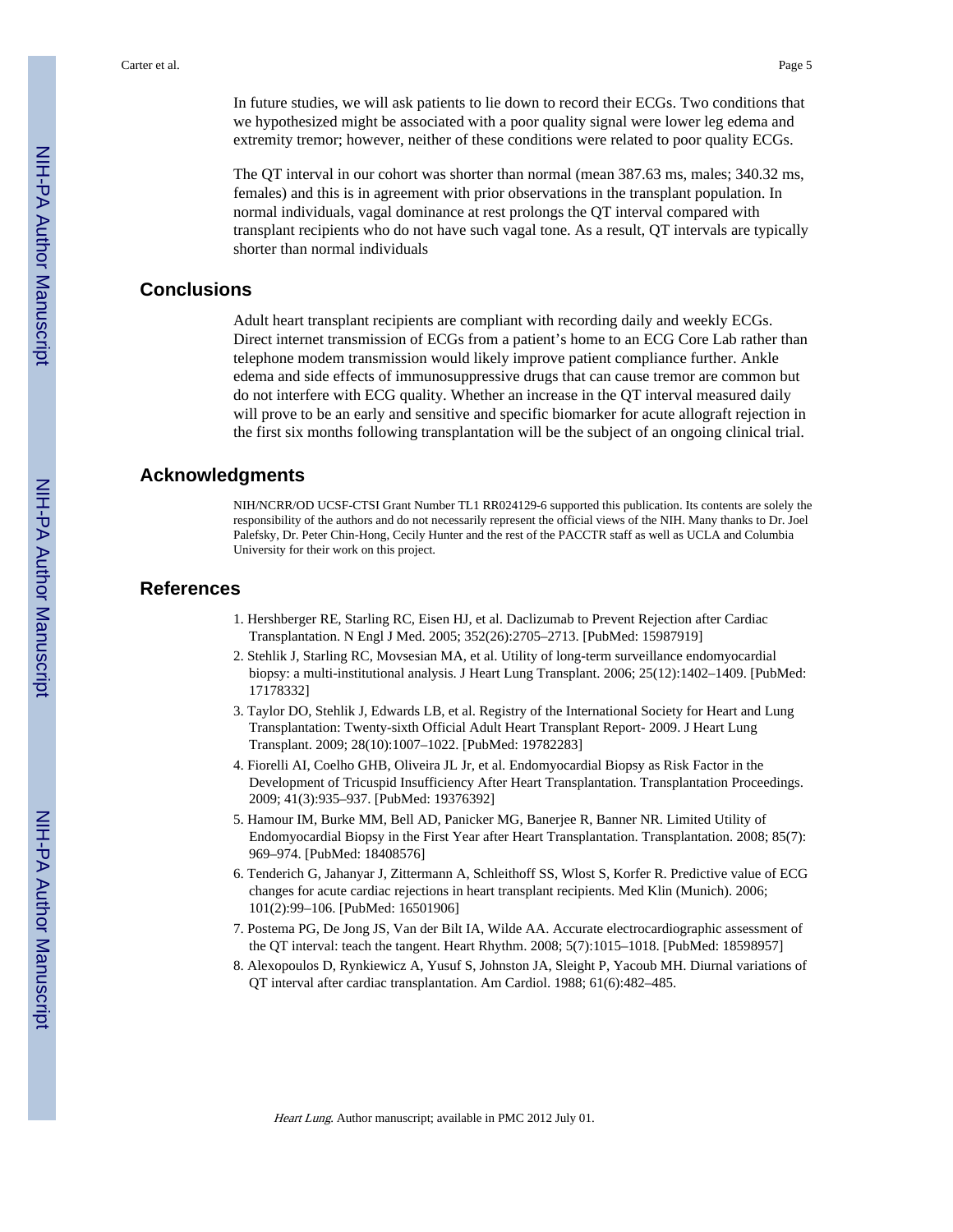In future studies, we will ask patients to lie down to record their ECGs. Two conditions that we hypothesized might be associated with a poor quality signal were lower leg edema and extremity tremor; however, neither of these conditions were related to poor quality ECGs.

The QT interval in our cohort was shorter than normal (mean 387.63 ms, males; 340.32 ms, females) and this is in agreement with prior observations in the transplant population. In normal individuals, vagal dominance at rest prolongs the QT interval compared with transplant recipients who do not have such vagal tone. As a result, QT intervals are typically shorter than normal individuals

## Conclusions

Adult heart transplant recipients are compliant with recording daily and weekly ECGs. Direct internet transmission of ECGs from a patient's home to an ECG Core Lab rather than telephone modem transmission would likely improve patient compliance further. Ankle edema and side effects of immunosuppressive drugs that can cause tremor are common but do not interfere with ECG quality. Whether an increase in the QT interval measured daily will prove to be an early and sensitive and specific biomarker for acute allograft rejection in the first six months following transplantation will be the subject of an ongoing clinical trial.

## Acknowledgments

NIH/NCRR/OD UCSF-CTSI Grant Number TL1 RR024129-6 supported this publication. Its contents are solely the responsibility of the authors and do not necessarily represent the official views of the NIH. Many thanks to Dr. Joel Palefsky, Dr. Peter Chin-Hong, Cecily Hunter and the rest of the PACCTR staff as well as UCLA and Columbia University for their work on this project.

## References

1. Hershberger RE, Starling RC, Eisen HJ, et al. Daclizumab to Prevent Rejection after Cardiac Transplantation. N Engl J Med. 2005; 352(26):2705–2713. [PubMed: 15987919]
2. Stehlik J, Starling RC, Movsesian MA, et al. Utility of long-term surveillance endomyocardial biopsy: a multi-institutional analysis. J Heart Lung Transplant. 2006; 25(12):1402–1409. [PubMed: 17178332]
3. Taylor DO, Stehlik J, Edwards LB, et al. Registry of the International Society for Heart and Lung Transplantation: Twenty-sixth Official Adult Heart Transplant Report- 2009. J Heart Lung Transplant. 2009; 28(10):1007–1022. [PubMed: 19782283]
4. Fiorelli AI, Coelho GHB, Oliveira JL Jr, et al. Endomyocardial Biopsy as Risk Factor in the Development of Tricuspid Insufficiency After Heart Transplantation. Transplantation Proceedings. 2009; 41(3):935–937. [PubMed: 19376392]
5. Hamour IM, Burke MM, Bell AD, Panicker MG, Banerjee R, Banner NR. Limited Utility of Endomyocardial Biopsy in the First Year after Heart Transplantation. Transplantation. 2008; 85(7): 969–974. [PubMed: 18408576]
6. Tenderich G, Jahanyar J, Zittermann A, Schleithoff SS, Wlost S, Korfer R. Predictive value of ECG changes for acute cardiac rejections in heart transplant recipients. Med Klin (Munich). 2006; 101(2):99–106. [PubMed: 16501906]
7. Postema PG, De Jong JS, Van der Bilt IA, Wilde AA. Accurate electrocardiographic assessment of the QT interval: teach the tangent. Heart Rhythm. 2008; 5(7):1015–1018. [PubMed: 18598957]
8. Alexopoulos D, Rynkiewicz A, Yusuf S, Johnston JA, Sleight P, Yacoub MH. Diurnal variations of QT interval after cardiac transplantation. Am Cardiol. 1988; 61(6):482–485.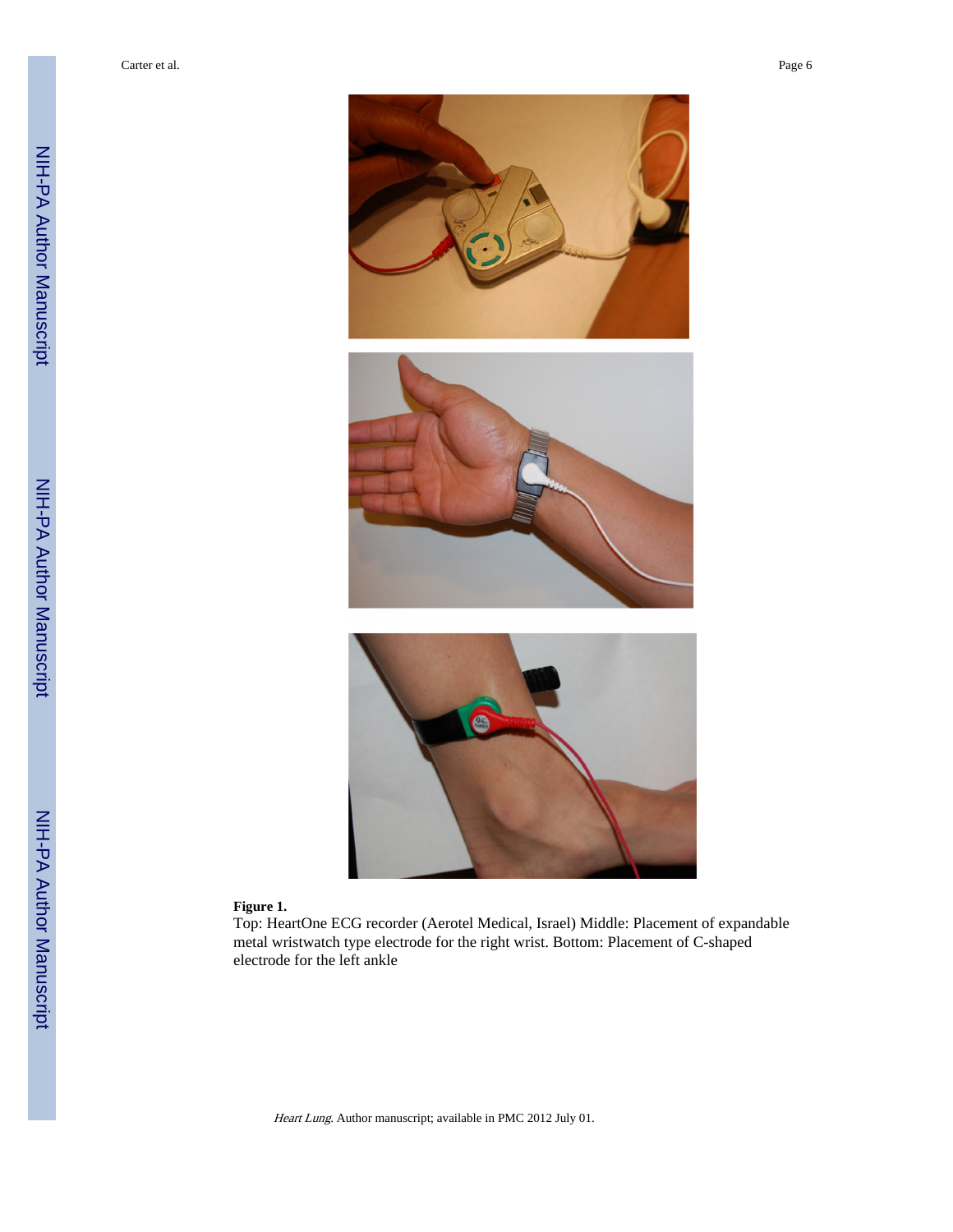**Figure 1.**

Top: HeartOne ECG recorder (Aerotel Medical, Israel) Middle: Placement of expandable metal wristwatch type electrode for the right wrist. Bottom: Placement of C-shaped electrode for the left ankle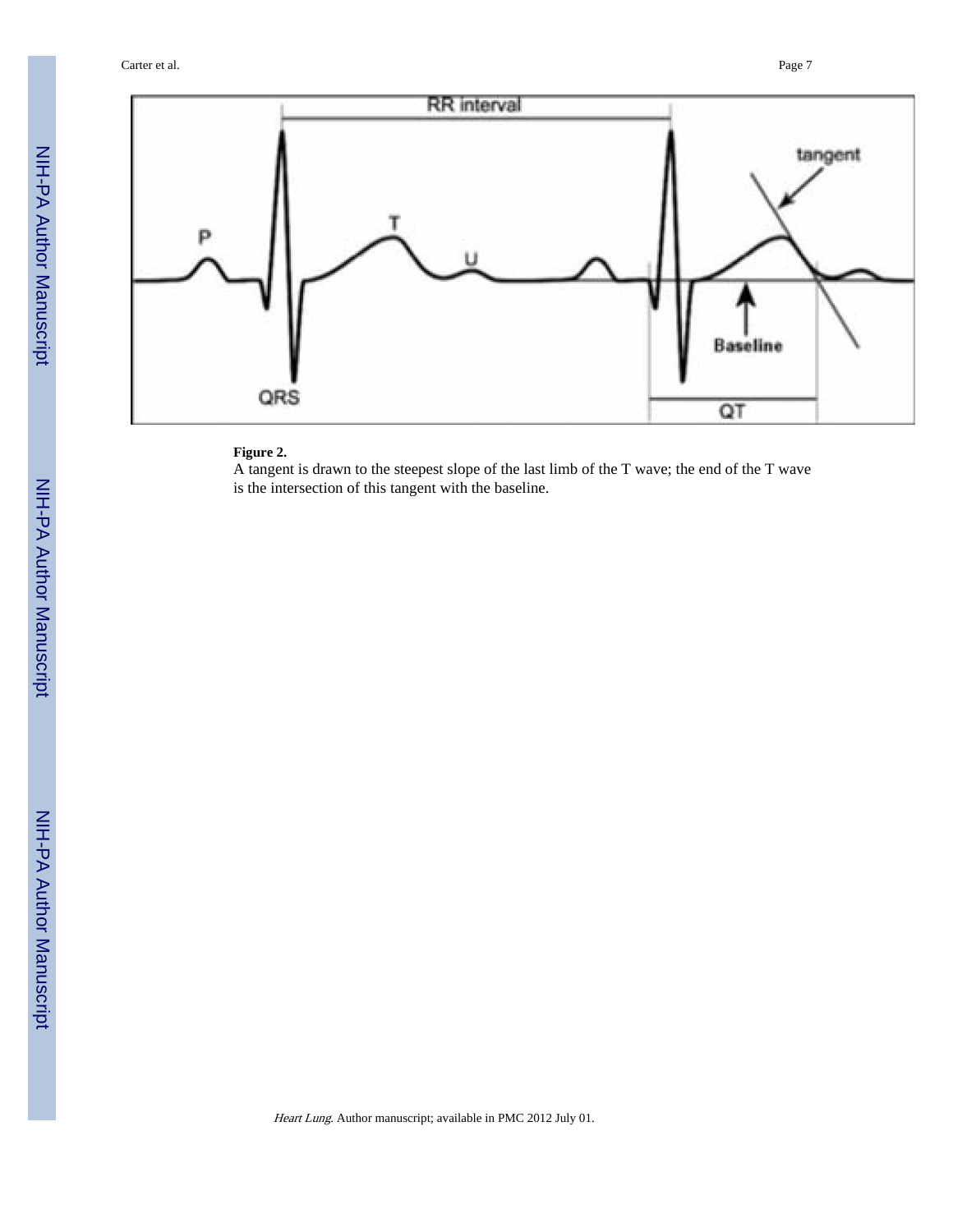**Figure 2.**

A tangent is drawn to the steepest slope of the last limb of the T wave; the end of the T wave is the intersection of this tangent with the baseline.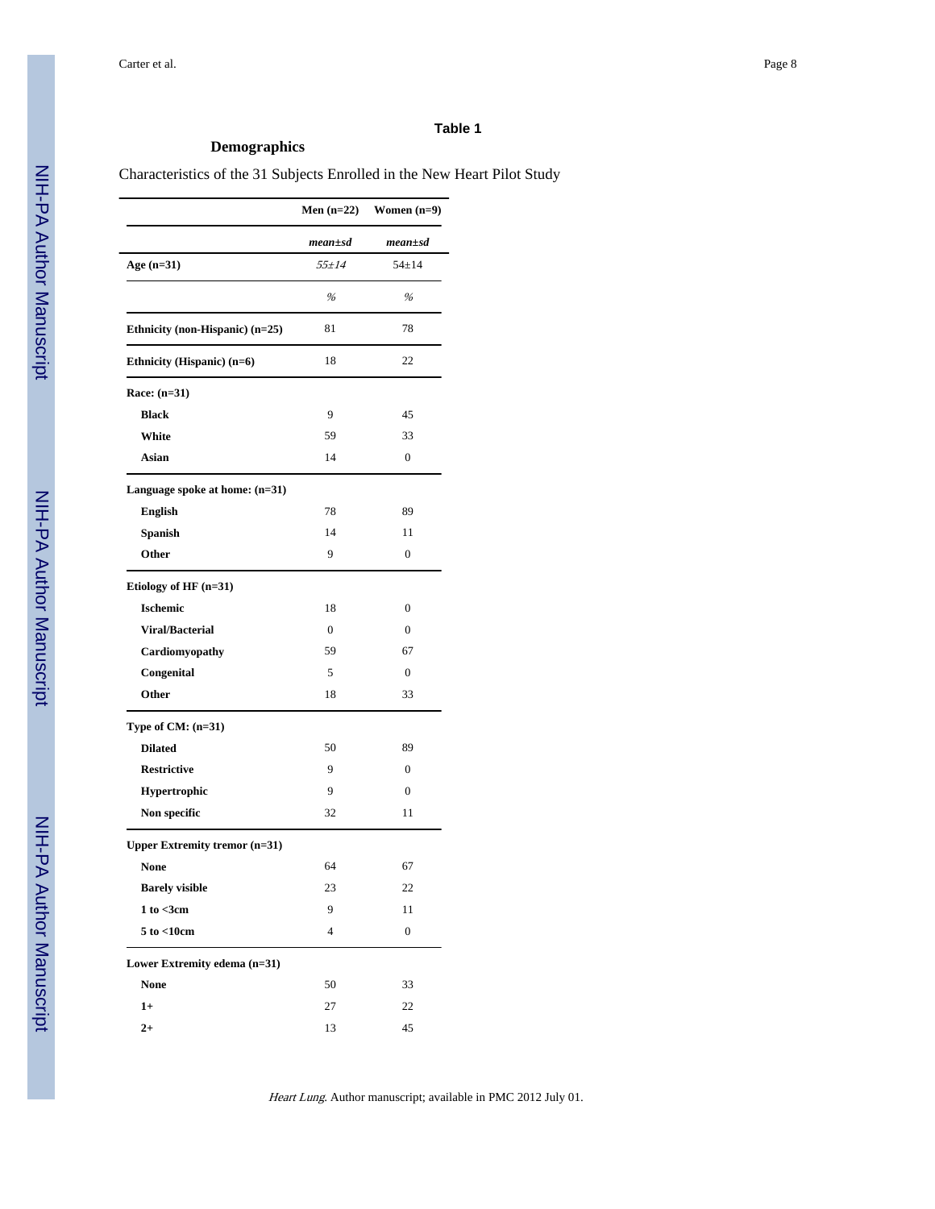**Table 1**

**Demographics**

Characteristics of the 31 Subjects Enrolled in the New Heart Pilot Study

| | Men (n=22) | Women (n=9) |
|---|---|---|
| | *mean±sd* | *mean±sd* |
| **Age (n=31)** | *55±14* | 54±14 |
| | *%* | *%* |
| **Ethnicity (non-Hispanic) (n=25)** | 81 | 78 |
| **Ethnicity (Hispanic) (n=6)** | 18 | 22 |
| **Race: (n=31)** | | |
| **Black** | 9 | 45 |
| **White** | 59 | 33 |
| **Asian** | 14 | 0 |
| **Language spoke at home: (n=31)** | | |
| **English** | 78 | 89 |
| **Spanish** | 14 | 11 |
| **Other** | 9 | 0 |
| **Etiology of HF (n=31)** | | |
| **Ischemic** | 18 | 0 |
| **Viral/Bacterial** | 0 | 0 |
| **Cardiomyopathy** | 59 | 67 |
| **Congenital** | 5 | 0 |
| **Other** | 18 | 33 |
| **Type of CM: (n=31)** | | |
| **Dilated** | 50 | 89 |
| **Restrictive** | 9 | 0 |
| **Hypertrophic** | 9 | 0 |
| **Non specific** | 32 | 11 |
| **Upper Extremity tremor (n=31)** | | |
| **None** | 64 | 67 |
| **Barely visible** | 23 | 22 |
| **1 to <3cm** | 9 | 11 |
| **5 to <10cm** | 4 | 0 |
| **Lower Extremity edema (n=31)** | | |
| **None** | 50 | 33 |
| **1+** | 27 | 22 |
| **2+** | 13 | 45 |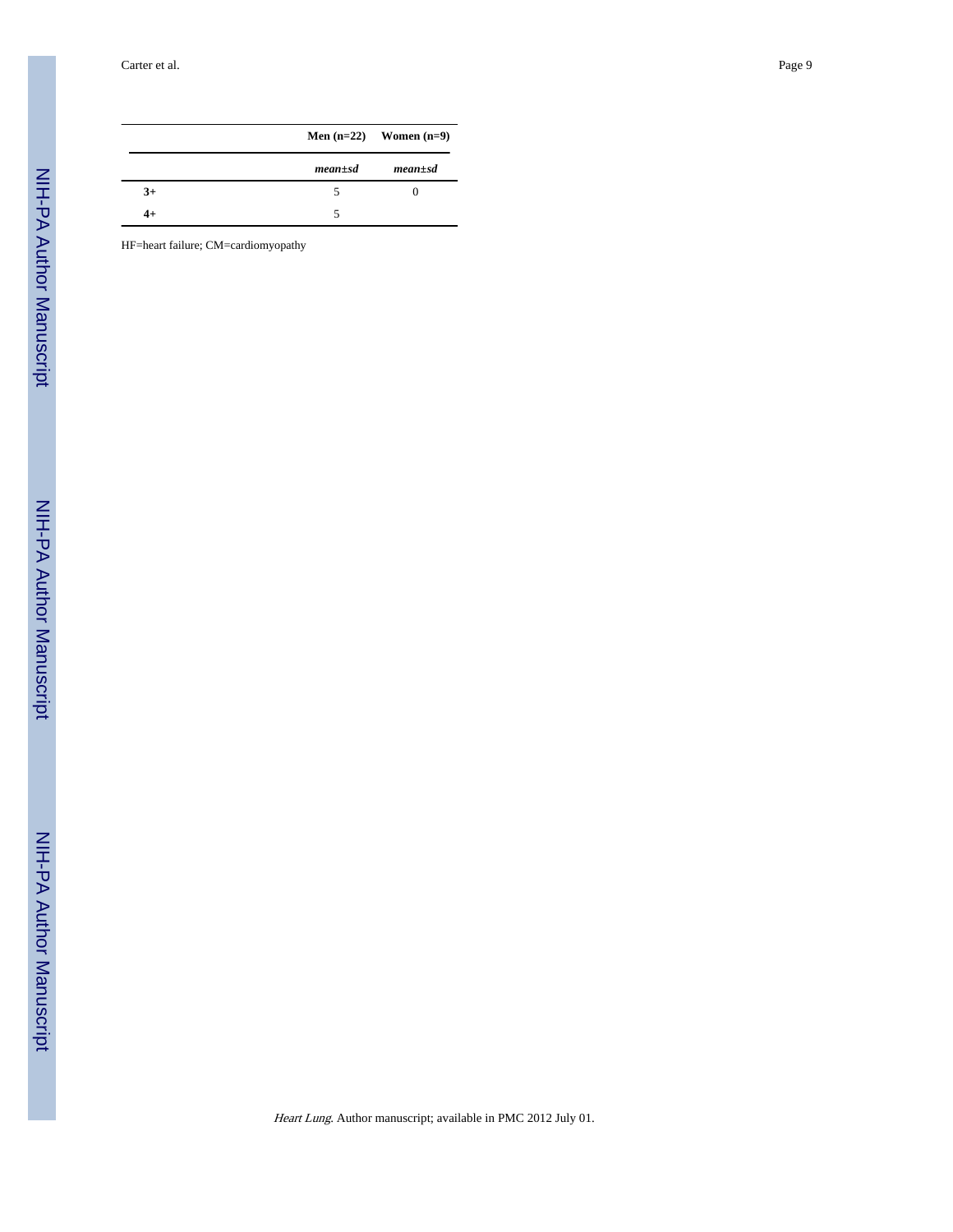| | Men (n=22) | Women (n=9) |
|---|---|---|
| | *mean±sd* | *mean±sd* |
| **3+** | 5 | 0 |
| **4+** | 5 | |

HF=heart failure; CM=cardiomyopathy